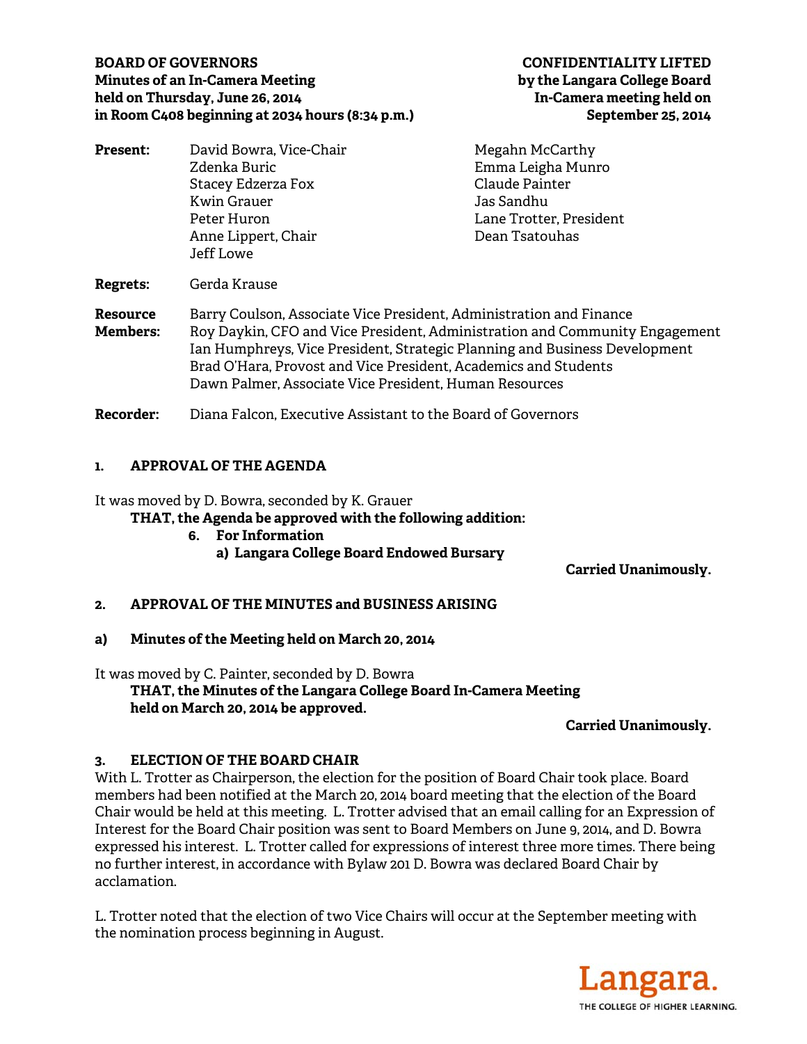**BOARD OF GOVERNORS**
**Minutes of an In-Camera Meeting**
**held on Thursday, June 26, 2014**
**in Room C408 beginning at 2034 hours (8:34 p.m.)**

**CONFIDENTIALITY LIFTED**
**by the Langara College Board**
**In-Camera meeting held on**
**September 25, 2014**

**Present:**
David Bowra, Vice-Chair
Zdenka Buric
Stacey Edzerza Fox
Kwin Grauer
Peter Huron
Anne Lippert, Chair
Jeff Lowe
Megahn McCarthy
Emma Leigha Munro
Claude Painter
Jas Sandhu
Lane Trotter, President
Dean Tsatouhas

**Regrets:** Gerda Krause

**Resource Members:**
Barry Coulson, Associate Vice President, Administration and Finance
Roy Daykin, CFO and Vice President, Administration and Community Engagement
Ian Humphreys, Vice President, Strategic Planning and Business Development
Brad O'Hara, Provost and Vice President, Academics and Students
Dawn Palmer, Associate Vice President, Human Resources

**Recorder:** Diana Falcon, Executive Assistant to the Board of Governors

## 1. APPROVAL OF THE AGENDA

It was moved by D. Bowra, seconded by K. Grauer

**THAT, the Agenda be approved with the following addition:**

**6. For Information**

**a) Langara College Board Endowed Bursary**

**Carried Unanimously.**

## 2. APPROVAL OF THE MINUTES and BUSINESS ARISING

### a) Minutes of the Meeting held on March 20, 2014

It was moved by C. Painter, seconded by D. Bowra

**THAT, the Minutes of the Langara College Board In-Camera Meeting held on March 20, 2014 be approved.**

**Carried Unanimously.**

## 3. ELECTION OF THE BOARD CHAIR

With L. Trotter as Chairperson, the election for the position of Board Chair took place. Board members had been notified at the March 20, 2014 board meeting that the election of the Board Chair would be held at this meeting. L. Trotter advised that an email calling for an Expression of Interest for the Board Chair position was sent to Board Members on June 9, 2014, and D. Bowra expressed his interest. L. Trotter called for expressions of interest three more times. There being no further interest, in accordance with Bylaw 201 D. Bowra was declared Board Chair by acclamation.

L. Trotter noted that the election of two Vice Chairs will occur at the September meeting with the nomination process beginning in August.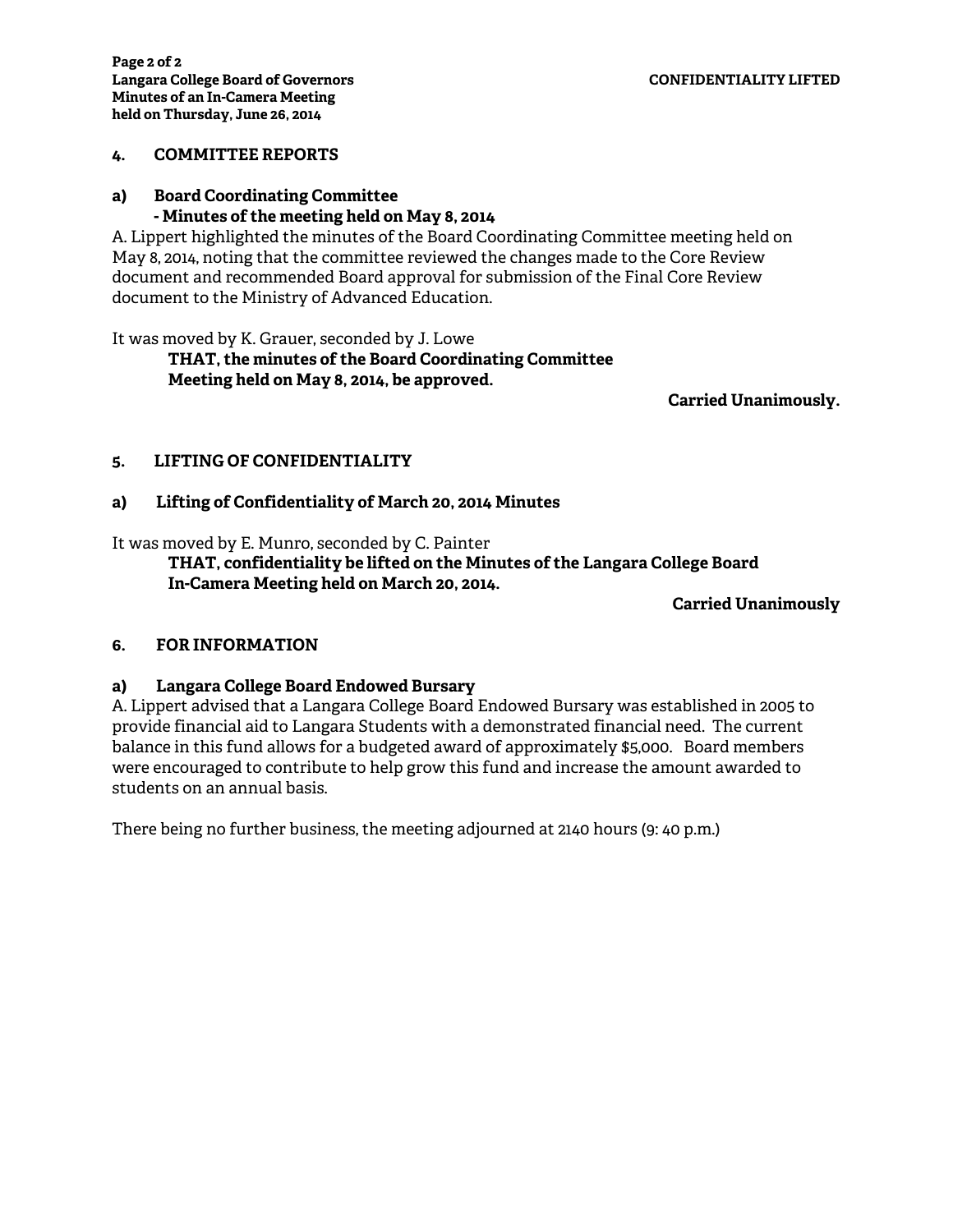CONFIDENTIALITY LIFTED

## 4. COMMITTEE REPORTS

### a) Board Coordinating Committee
**- Minutes of the meeting held on May 8, 2014**

A. Lippert highlighted the minutes of the Board Coordinating Committee meeting held on May 8, 2014, noting that the committee reviewed the changes made to the Core Review document and recommended Board approval for submission of the Final Core Review document to the Ministry of Advanced Education.

It was moved by K. Grauer, seconded by J. Lowe

**THAT, the minutes of the Board Coordinating Committee Meeting held on May 8, 2014, be approved.**

**Carried Unanimously.**

## 5. LIFTING OF CONFIDENTIALITY

### a) Lifting of Confidentiality of March 20, 2014 Minutes

It was moved by E. Munro, seconded by C. Painter

**THAT, confidentiality be lifted on the Minutes of the Langara College Board In-Camera Meeting held on March 20, 2014.**

**Carried Unanimously**

## 6. FOR INFORMATION

### a) Langara College Board Endowed Bursary

A. Lippert advised that a Langara College Board Endowed Bursary was established in 2005 to provide financial aid to Langara Students with a demonstrated financial need. The current balance in this fund allows for a budgeted award of approximately $5,000. Board members were encouraged to contribute to help grow this fund and increase the amount awarded to students on an annual basis.

There being no further business, the meeting adjourned at 2140 hours (9: 40 p.m.)